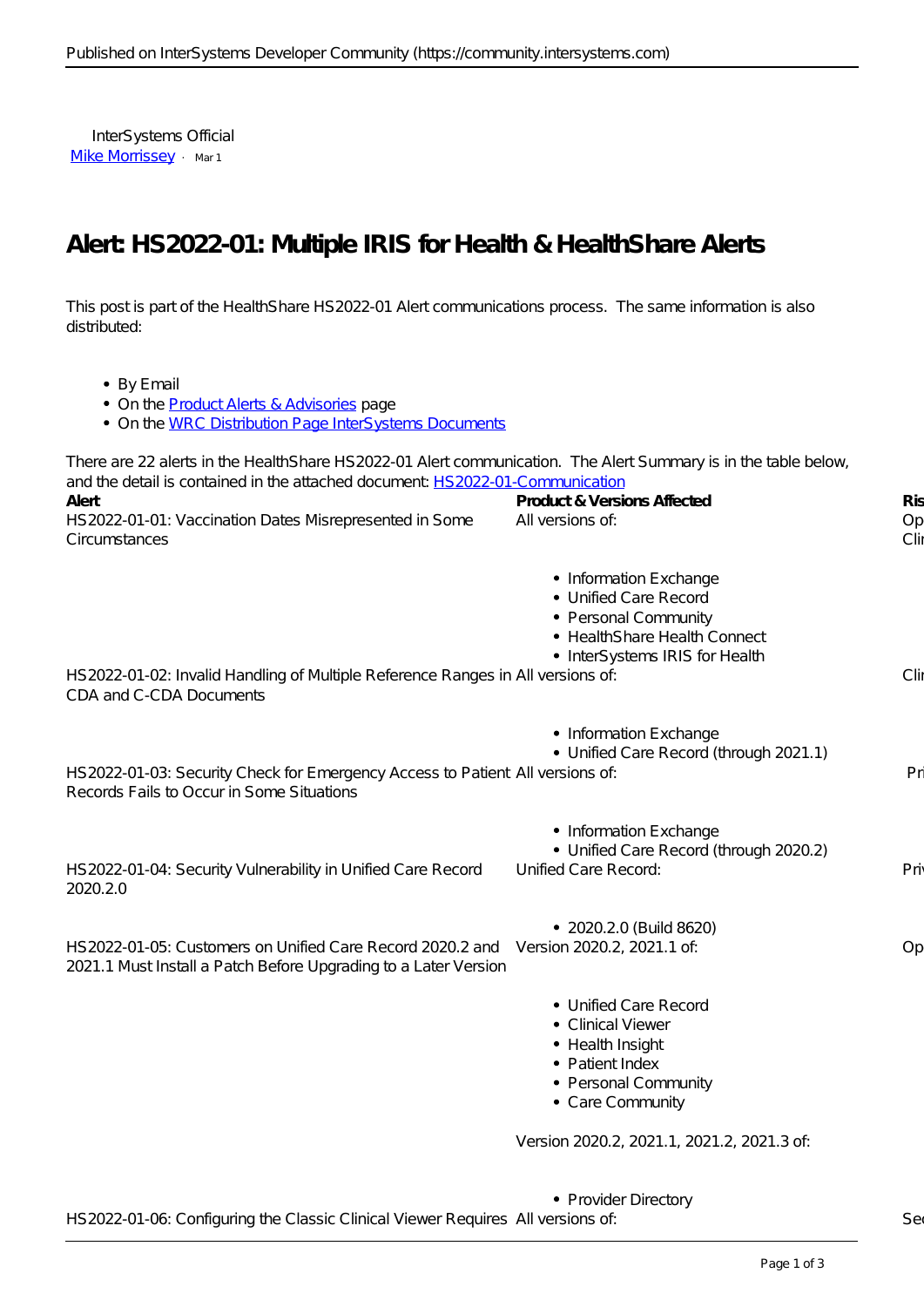InterSystems Official
Mike Morrissey · Mar 1

# Alert: HS2022-01: Multiple IRIS for Health & HealthShare Alerts

This post is part of the HealthShare HS2022-01 Alert communications process.  The same information is also distributed:

- By Email
- On the Product Alerts & Advisories page
- On the WRC Distribution Page InterSystems Documents

There are 22 alerts in the HealthShare HS2022-01 Alert communication.  The Alert Summary is in the table below, and the detail is contained in the attached document: HS2022-01-Communication

| Alert | Product & Versions Affected | Ris |
|---|---|---|
| HS2022-01-01: Vaccination Dates Misrepresented in Some Circumstances | All versions of:<br>• Information Exchange<br>• Unified Care Record<br>• Personal Community<br>• HealthShare Health Connect<br>• InterSystems IRIS for Health | Op<br>Clir |
| HS2022-01-02: Invalid Handling of Multiple Reference Ranges in CDA and C-CDA Documents | All versions of:<br>• Information Exchange<br>• Unified Care Record (through 2021.1) | Clir |
| HS2022-01-03: Security Check for Emergency Access to Patient Records Fails to Occur in Some Situations | All versions of:<br>• Information Exchange<br>• Unified Care Record (through 2020.2) | Pri |
| HS2022-01-04: Security Vulnerability in Unified Care Record 2020.2.0 | Unified Care Record:<br>• 2020.2.0 (Build 8620) | Priv |
| HS2022-01-05: Customers on Unified Care Record 2020.2 and 2021.1 Must Install a Patch Before Upgrading to a Later Version | Version 2020.2, 2021.1 of:<br>• Unified Care Record<br>• Clinical Viewer<br>• Health Insight<br>• Patient Index<br>• Personal Community<br>• Care Community<br><br>Version 2020.2, 2021.1, 2021.2, 2021.3 of:<br>• Provider Directory | Op |
| HS2022-01-06: Configuring the Classic Clinical Viewer Requires | All versions of: | Sec |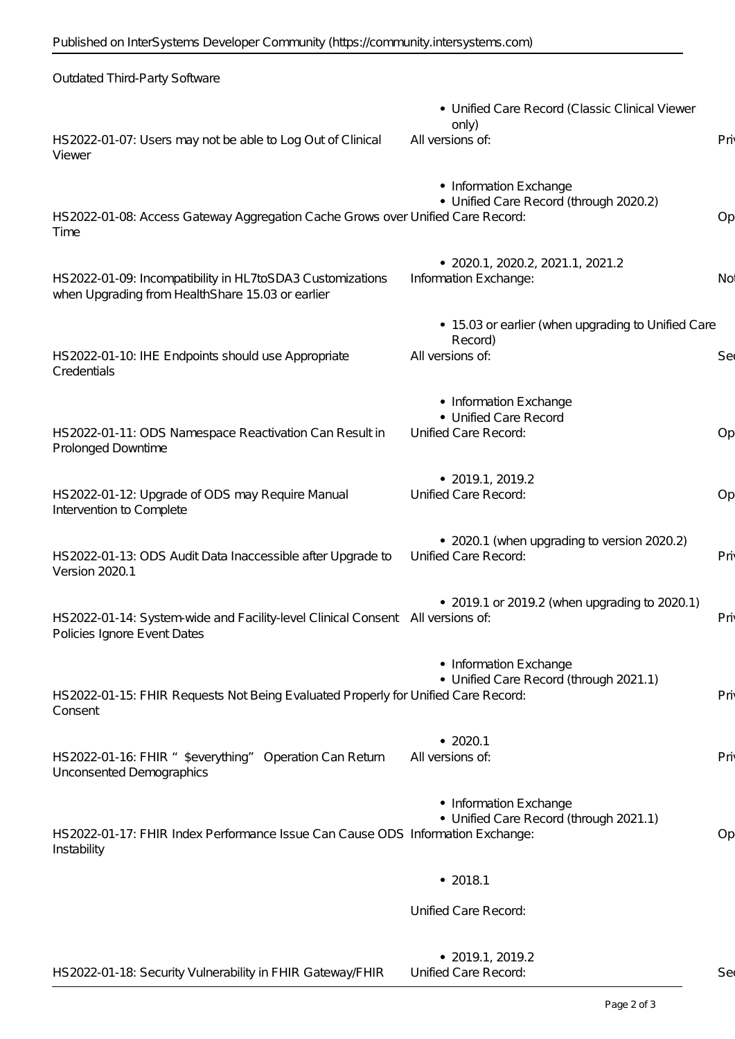| Alert | Affected Products/Versions | Category |
| --- | --- | --- |
| Outdated Third-Party Software | • Unified Care Record (Classic Clinical Viewer only) | |
| HS2022-01-07: Users may not be able to Log Out of Clinical Viewer | All versions of:<br>• Information Exchange<br>• Unified Care Record (through 2020.2) | Pri |
| HS2022-01-08: Access Gateway Aggregation Cache Grows over Time | Unified Care Record:<br>• 2020.1, 2020.2, 2021.1, 2021.2 | Op |
| HS2022-01-09: Incompatibility in HL7toSDA3 Customizations when Upgrading from HealthShare 15.03 or earlier | Information Exchange:<br>• 15.03 or earlier (when upgrading to Unified Care Record) | No |
| HS2022-01-10: IHE Endpoints should use Appropriate Credentials | All versions of:<br>• Information Exchange<br>• Unified Care Record | Se |
| HS2022-01-11: ODS Namespace Reactivation Can Result in Prolonged Downtime | Unified Care Record:<br>• 2019.1, 2019.2 | Op |
| HS2022-01-12: Upgrade of ODS may Require Manual Intervention to Complete | Unified Care Record:<br>• 2020.1 (when upgrading to version 2020.2) | Op |
| HS2022-01-13: ODS Audit Data Inaccessible after Upgrade to Version 2020.1 | Unified Care Record:<br>• 2019.1 or 2019.2 (when upgrading to 2020.1) | Pri |
| HS2022-01-14: System-wide and Facility-level Clinical Consent Policies Ignore Event Dates | All versions of:<br>• Information Exchange<br>• Unified Care Record (through 2021.1) | Pri |
| HS2022-01-15: FHIR Requests Not Being Evaluated Properly for Consent | Unified Care Record:<br>• 2020.1 | Pri |
| HS2022-01-16: FHIR "$everything" Operation Can Return Unconsented Demographics | All versions of:<br>• Information Exchange<br>• Unified Care Record (through 2021.1) | Pri |
| HS2022-01-17: FHIR Index Performance Issue Can Cause ODS Instability | Information Exchange:<br>• 2018.1<br>Unified Care Record:<br>• 2019.1, 2019.2 | Op |
| HS2022-01-18: Security Vulnerability in FHIR Gateway/FHIR | Unified Care Record: | Se |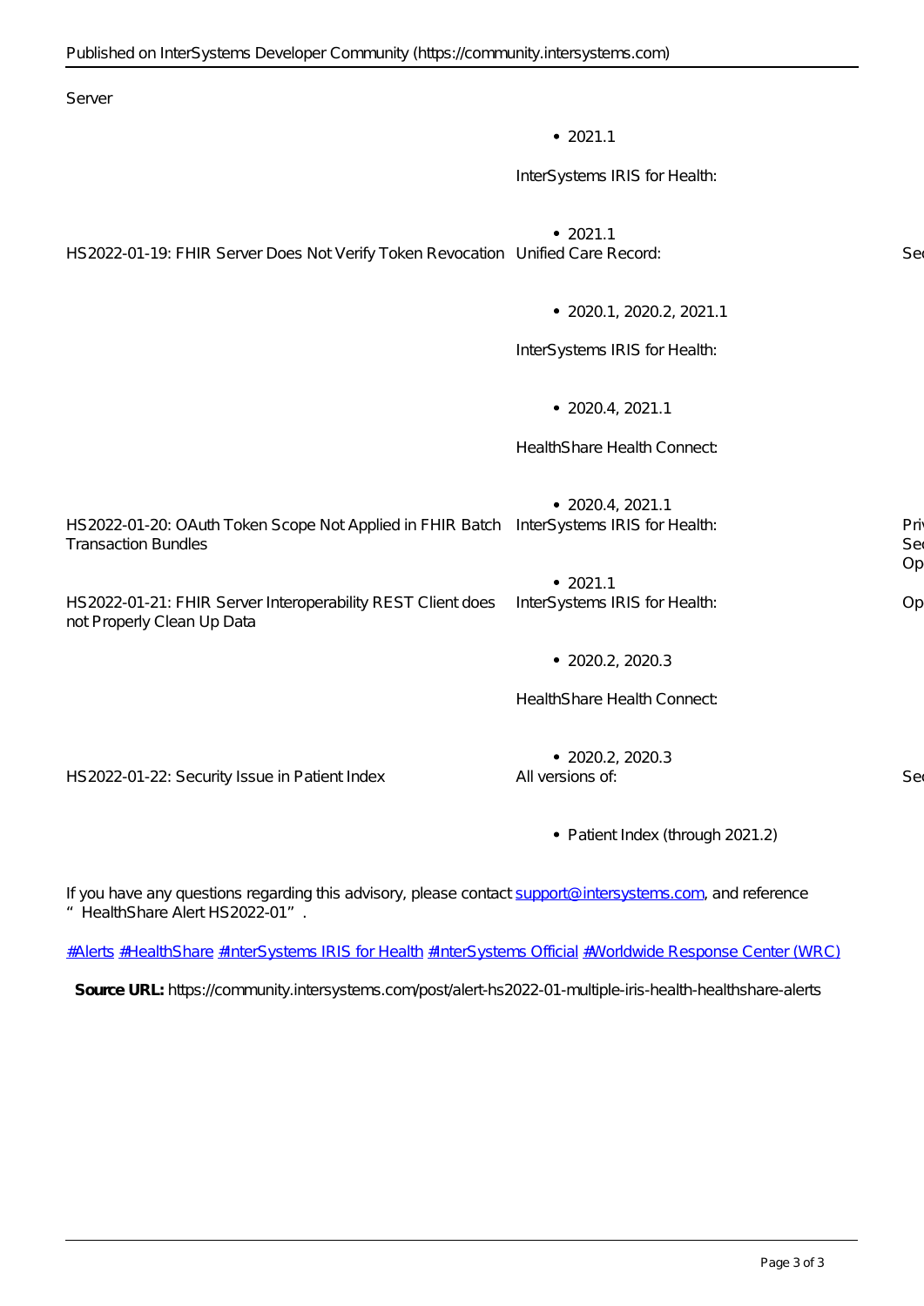| | | |
|---|---|---|
| Server | • 2021.1<br>InterSystems IRIS for Health:<br>• 2021.1 | |
| HS2022-01-19: FHIR Server Does Not Verify Token Revocation | Unified Care Record:<br>• 2020.1, 2020.2, 2021.1<br>InterSystems IRIS for Health:<br>• 2020.4, 2021.1<br>HealthShare Health Connect:<br>• 2020.4, 2021.1 | Se |
| HS2022-01-20: OAuth Token Scope Not Applied in FHIR Batch Transaction Bundles | InterSystems IRIS for Health:<br>• 2021.1 | Pri<br>Se<br>Op |
| HS2022-01-21: FHIR Server Interoperability REST Client does not Properly Clean Up Data | InterSystems IRIS for Health:<br>• 2020.2, 2020.3<br>HealthShare Health Connect:<br>• 2020.2, 2020.3 | Op |
| HS2022-01-22: Security Issue in Patient Index | All versions of:<br>• Patient Index (through 2021.2) | Se |

If you have any questions regarding this advisory, please contact support@intersystems.com, and reference "HealthShare Alert HS2022-01".

#Alerts #HealthShare #InterSystems IRIS for Health #InterSystems Official #Worldwide Response Center (WRC)

**Source URL:** https://community.intersystems.com/post/alert-hs2022-01-multiple-iris-health-healthshare-alerts